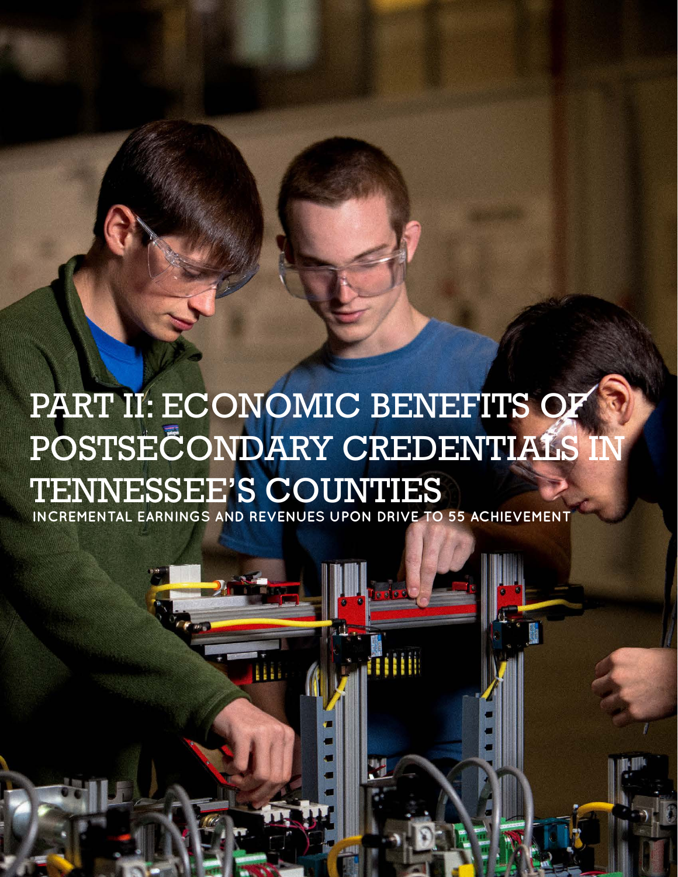# PART II: ECONOMIC BENEFITS OF POSTSECONDARY CREDENTIALS IN TENNESSEE'S COUNTIES

INCREMENTAL EARNINGS AND REVENUES UPON DRIVE TO 55 ACHIEVEMENT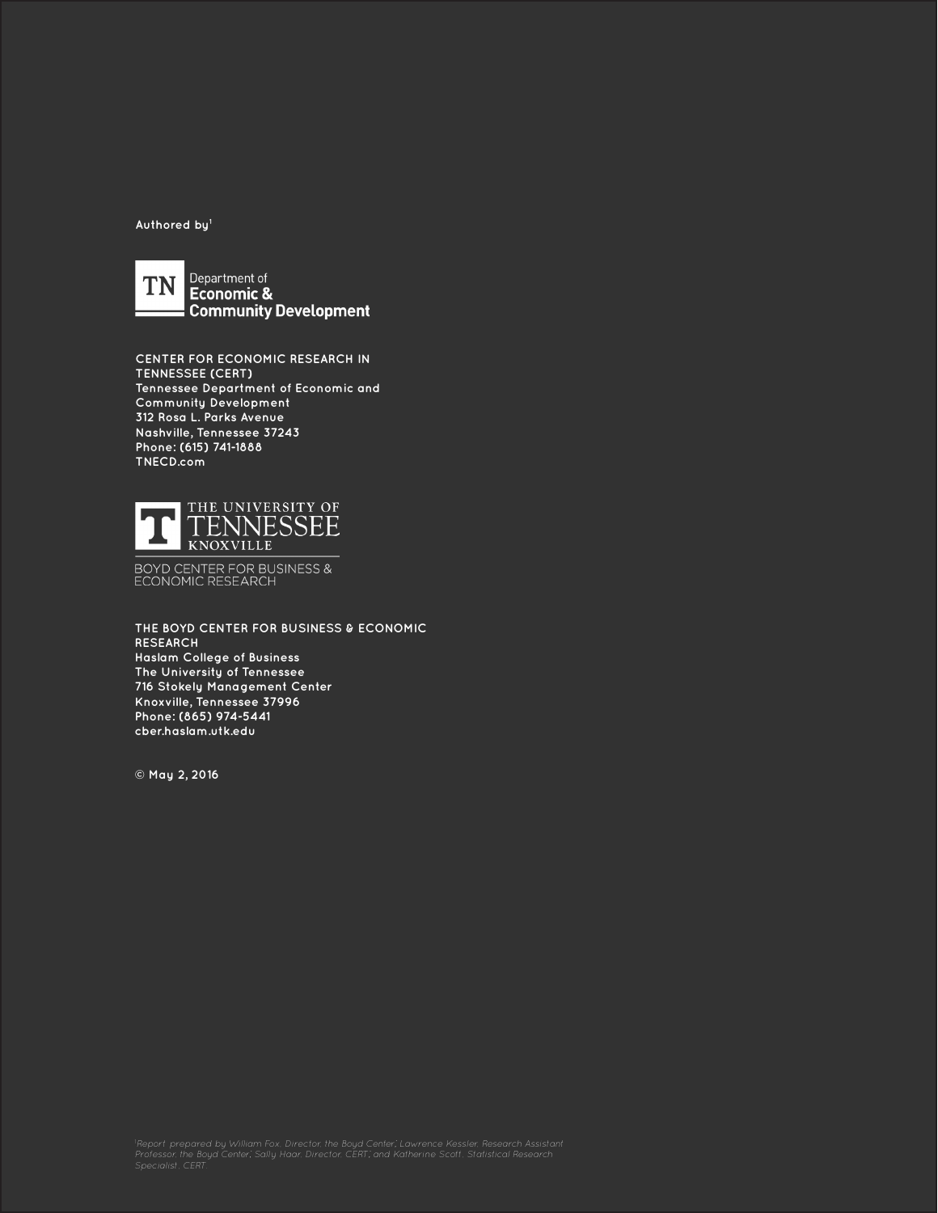Authored by[1]

TN Department of Economic & Community Development

**CENTER FOR ECONOMIC RESEARCH IN TENNESSEE (CERT)**
Tennessee Department of Economic and Community Development
312 Rosa L. Parks Avenue
Nashville, Tennessee 37243
Phone: (615) 741-1888
TNECD.com

THE UNIVERSITY OF TENNESSEE KNOXVILLE
BOYD CENTER FOR BUSINESS & ECONOMIC RESEARCH

**THE BOYD CENTER FOR BUSINESS & ECONOMIC RESEARCH**
Haslam College of Business
The University of Tennessee
716 Stokely Management Center
Knoxville, Tennessee 37996
Phone: (865) 974-5441
cber.haslam.utk.edu

© May 2, 2016

[1] Report prepared by William Fox, Director, the Boyd Center; Lawrence Kessler, Research Assistant Professor, the Boyd Center; Sally Haar, Director, CERT; and Katherine Scott, Statistical Research Specialist, CERT.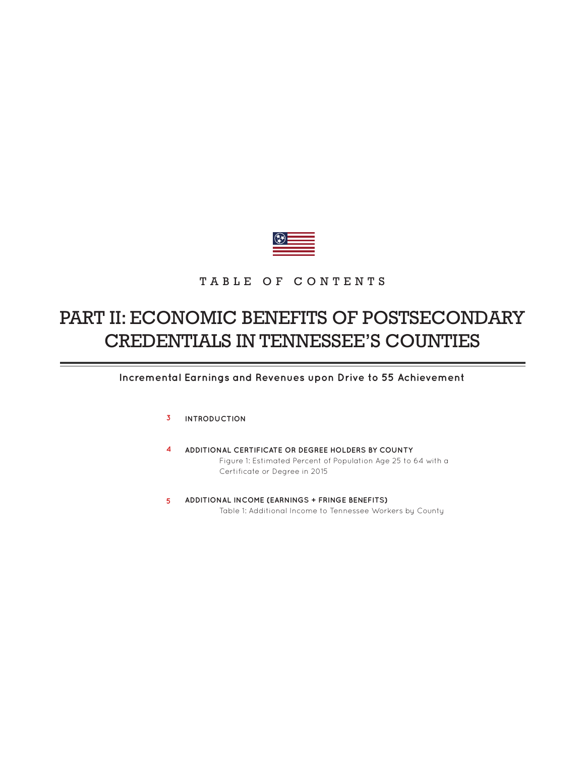TABLE OF CONTENTS

# PART II: ECONOMIC BENEFITS OF POSTSECONDARY CREDENTIALS IN TENNESSEE'S COUNTIES

## Incremental Earnings and Revenues upon Drive to 55 Achievement

3 **INTRODUCTION**

4 **ADDITIONAL CERTIFICATE OR DEGREE HOLDERS BY COUNTY**
Figure 1: Estimated Percent of Population Age 25 to 64 with a Certificate or Degree in 2015

5 **ADDITIONAL INCOME (EARNINGS + FRINGE BENEFITS)**
Table 1: Additional Income to Tennessee Workers by County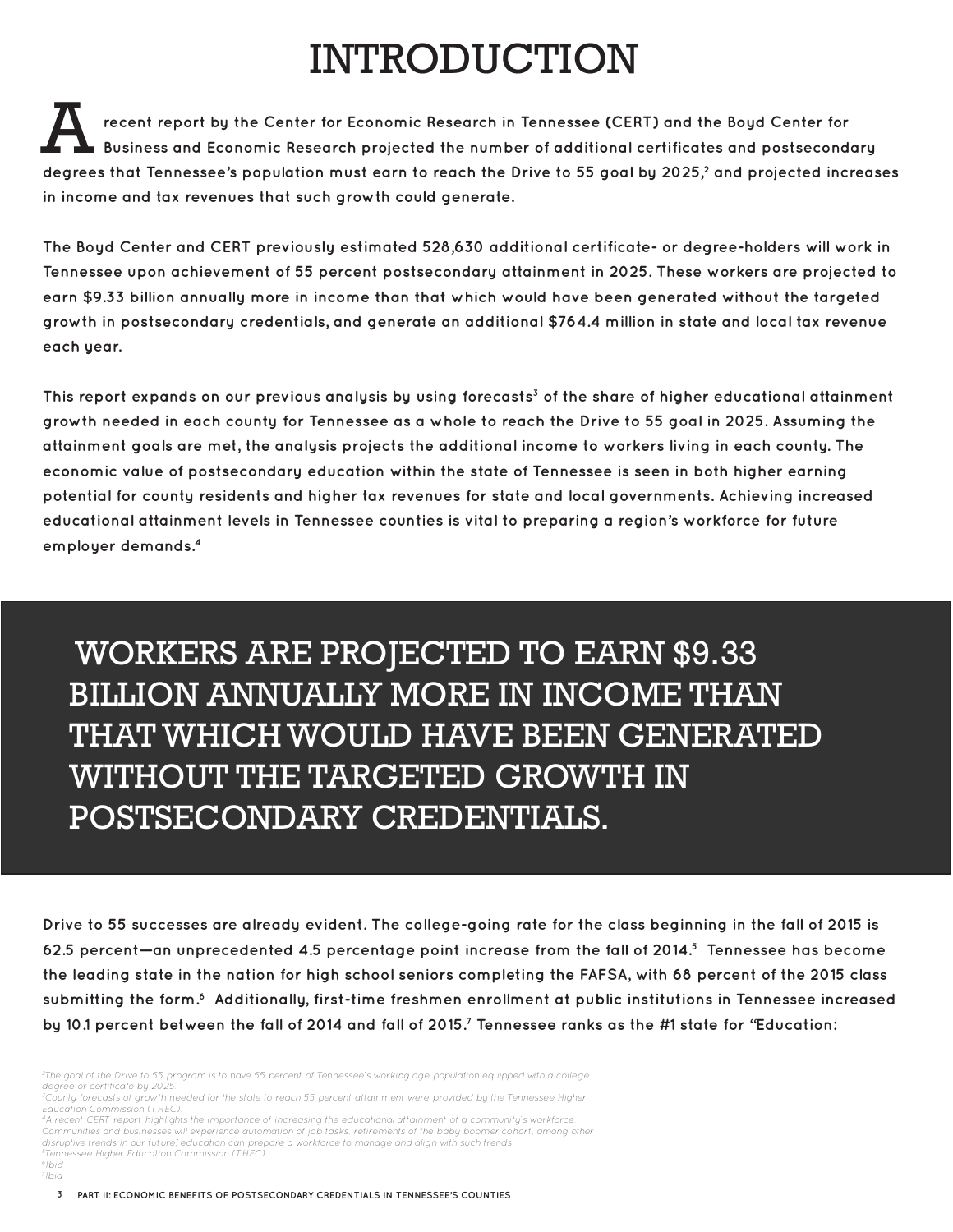# INTRODUCTION

A recent report by the Center for Economic Research in Tennessee (CERT) and the Boyd Center for Business and Economic Research projected the number of additional certificates and postsecondary degrees that Tennessee's population must earn to reach the Drive to 55 goal by 2025,[2] and projected increases in income and tax revenues that such growth could generate.

The Boyd Center and CERT previously estimated 528,630 additional certificate- or degree-holders will work in Tennessee upon achievement of 55 percent postsecondary attainment in 2025. These workers are projected to earn $9.33 billion annually more in income than that which would have been generated without the targeted growth in postsecondary credentials, and generate an additional $764.4 million in state and local tax revenue each year.

This report expands on our previous analysis by using forecasts[3] of the share of higher educational attainment growth needed in each county for Tennessee as a whole to reach the Drive to 55 goal in 2025. Assuming the attainment goals are met, the analysis projects the additional income to workers living in each county. The economic value of postsecondary education within the state of Tennessee is seen in both higher earning potential for county residents and higher tax revenues for state and local governments. Achieving increased educational attainment levels in Tennessee counties is vital to preparing a region's workforce for future employer demands.[4]

> WORKERS ARE PROJECTED TO EARN $9.33 BILLION ANNUALLY MORE IN INCOME THAN THAT WHICH WOULD HAVE BEEN GENERATED WITHOUT THE TARGETED GROWTH IN POSTSECONDARY CREDENTIALS.

Drive to 55 successes are already evident. The college-going rate for the class beginning in the fall of 2015 is 62.5 percent—an unprecedented 4.5 percentage point increase from the fall of 2014.[5] Tennessee has become the leading state in the nation for high school seniors completing the FAFSA, with 68 percent of the 2015 class submitting the form.[6] Additionally, first-time freshmen enrollment at public institutions in Tennessee increased by 10.1 percent between the fall of 2014 and fall of 2015.[7] Tennessee ranks as the #1 state for "Education:

---

[2] The goal of the Drive to 55 program is to have 55 percent of Tennessee's working age population equipped with a college degree or certificate by 2025.

[3] County forecasts of growth needed for the state to reach 55 percent attainment were provided by the Tennessee Higher Education Commission (THEC).

[4] A recent CERT report highlights the importance of increasing the educational attainment of a community's workforce. Communities and businesses will experience automation of job tasks, retirements of the baby boomer cohort, among other disruptive trends in our future; education can prepare a workforce to manage and align with such trends.

[5] Tennessee Higher Education Commission (THEC)

[6] Ibid

[7] Ibid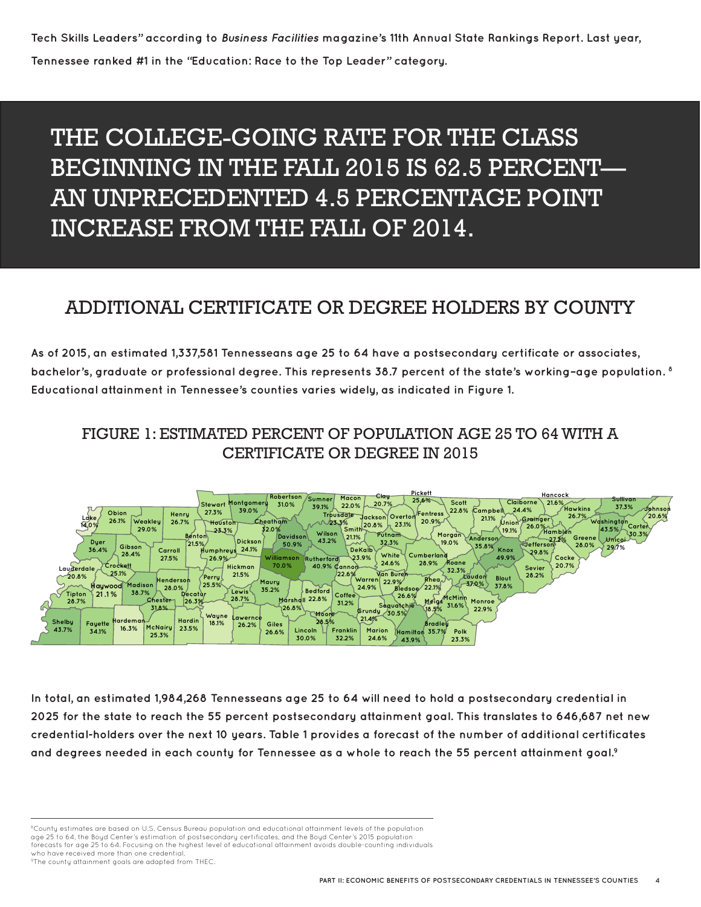Tech Skills Leaders" according to *Business Facilities* magazine's 11th Annual State Rankings Report. Last year, Tennessee ranked #1 in the "Education: Race to the Top Leader" category.

> THE COLLEGE-GOING RATE FOR THE CLASS BEGINNING IN THE FALL 2015 IS 62.5 PERCENT—AN UNPRECEDENTED 4.5 PERCENTAGE POINT INCREASE FROM THE FALL OF 2014.

## ADDITIONAL CERTIFICATE OR DEGREE HOLDERS BY COUNTY

As of 2015, an estimated 1,337,581 Tennesseans age 25 to 64 have a postsecondary certificate or associates, bachelor's, graduate or professional degree. This represents 38.7 percent of the state's working-age population.[8] Educational attainment in Tennessee's counties varies widely, as indicated in Figure 1.

### FIGURE 1: ESTIMATED PERCENT OF POPULATION AGE 25 TO 64 WITH A CERTIFICATE OR DEGREE IN 2015

Lake 14.0%, Obion 26.1%, Weakley 29.0%, Henry 26.7%, Stewart 27.3%, Montgomery 39.0%, Robertson 31.0%, Sumner 39.1%, Macon 22.0%, Clay 20.7%, Pickett 25.6%, Scott 22.8%, Campbell 21.1%, Claiborne 24.4%, Hancock 21.6%, Hawkins 26.7%, Sullivan 37.3%, Johnson 20.6%, Dyer 36.4%, Gibson 28.4%, Carroll 27.5%, Benton 21.5%, Houston 23.3%, Cheatham 32.0%, Humphreys 26.9%, Dickson 24.1%, Davidson 50.9%, Trousdale 23.3%, Wilson 43.2%, Smith 21.1%, Jackson 20.8%, Overton 23.1%, Fentress 20.9%, Putnam 32.3%, Morgan 19.0%, Anderson 35.8%, Union 19.1%, Grainger 26.0%, Hamblen 27.2%, Washington 43.5%, Carter 30.3%, Greene 28.0%, Unicoi 29.7%, Jefferson 29.8%, Knox 49.9%, Lauderdale 20.8%, Crockett 25.1%, Haywood 21.1%, Madison 38.7%, Henderson 28.0%, Perry 25.5%, Hickman 21.5%, Williamson 70.0%, Rutherford 40.9%, Cannon 22.6%, DeKalb 23.9%, White 24.6%, Cumberland 28.9%, Roane 32.3%, Sevier 28.2%, Cocke 20.7%, Tipton 28.7%, Chester 31.8%, Decatur 26.3%, Lewis 28.7%, Maury 35.2%, Marshall 26.8%, Bedford 22.8%, Warren 24.9%, Van Buren 22.9%, Bledsoe 26.6%, Rhea 22.1%, Loudon 37.0%, Blount 37.8%, Coffee 31.2%, Moore 26.5%, Grundy 21.4%, Sequatchie 30.5%, Meigs 18.5%, McMinn 31.6%, Monroe 22.9%, Shelby 43.7%, Fayette 34.1%, Hardeman 16.3%, McNairy 25.3%, Hardin 23.5%, Wayne 18.1%, Lawrence 26.2%, Giles 26.6%, Lincoln 30.0%, Franklin 32.2%, Marion 24.6%, Hamilton 43.9%, Bradley 35.7%, Polk 23.3%

In total, an estimated 1,984,268 Tennesseans age 25 to 64 will need to hold a postsecondary credential in 2025 for the state to reach the 55 percent postsecondary attainment goal. This translates to 646,687 net new credential-holders over the next 10 years. Table 1 provides a forecast of the number of additional certificates and degrees needed in each county for Tennessee as a whole to reach the 55 percent attainment goal.[9]

---

[8] County estimates are based on U.S. Census Bureau population and educational attainment levels of the population age 25 to 64, the Boyd Center's estimation of postsecondary certificates, and the Boyd Center's 2015 population forecasts for age 25 to 64. Focusing on the highest level of educational attainment avoids double-counting individuals who have received more than one credential.

[9] The county attainment goals are adapted from THEC.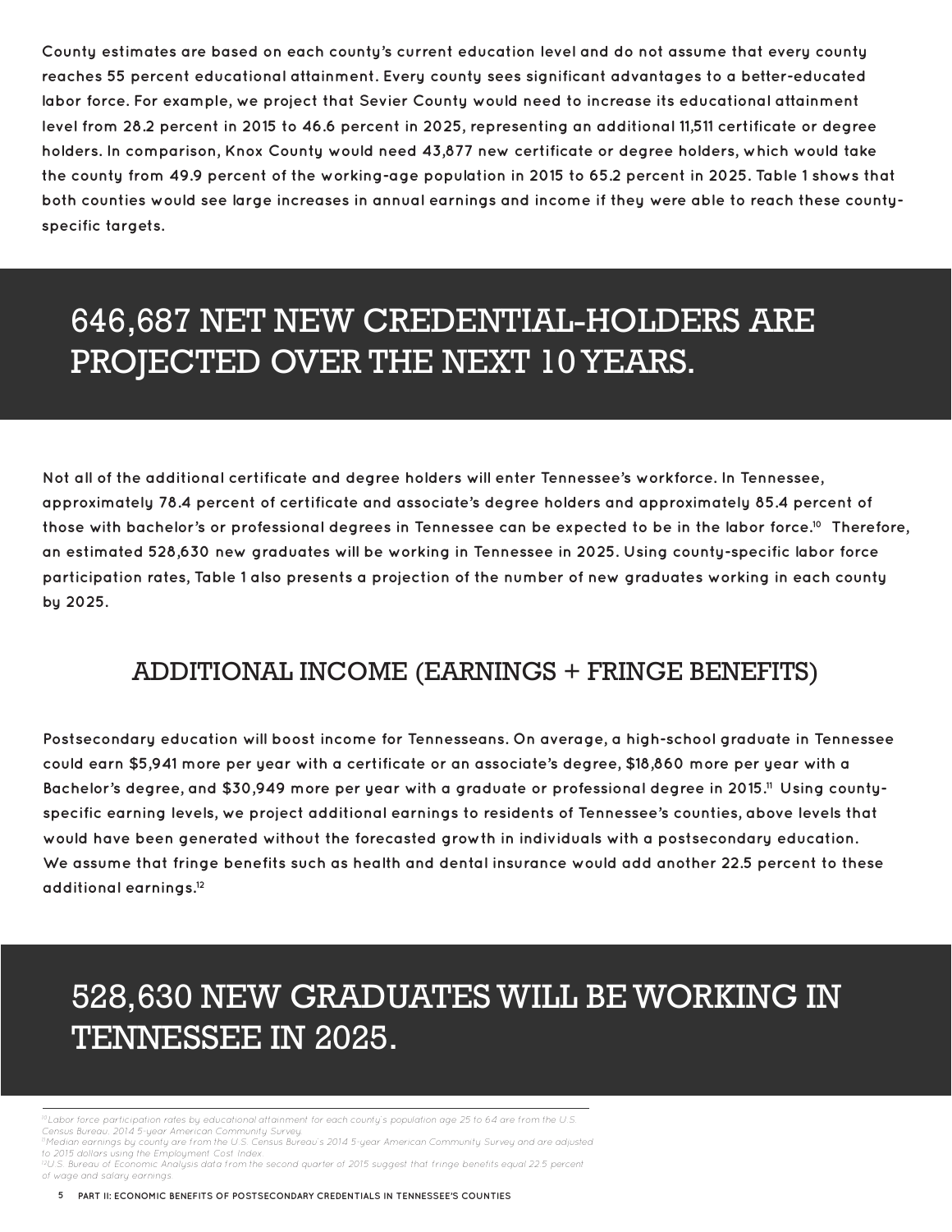County estimates are based on each county's current education level and do not assume that every county reaches 55 percent educational attainment. Every county sees significant advantages to a better-educated labor force. For example, we project that Sevier County would need to increase its educational attainment level from 28.2 percent in 2015 to 46.6 percent in 2025, representing an additional 11,511 certificate or degree holders. In comparison, Knox County would need 43,877 new certificate or degree holders, which would take the county from 49.9 percent of the working-age population in 2015 to 65.2 percent in 2025. Table 1 shows that both counties would see large increases in annual earnings and income if they were able to reach these county-specific targets.

## 646,687 NET NEW CREDENTIAL-HOLDERS ARE PROJECTED OVER THE NEXT 10 YEARS.

Not all of the additional certificate and degree holders will enter Tennessee's workforce. In Tennessee, approximately 78.4 percent of certificate and associate's degree holders and approximately 85.4 percent of those with bachelor's or professional degrees in Tennessee can be expected to be in the labor force.[10] Therefore, an estimated 528,630 new graduates will be working in Tennessee in 2025. Using county-specific labor force participation rates, Table 1 also presents a projection of the number of new graduates working in each county by 2025.

## ADDITIONAL INCOME (EARNINGS + FRINGE BENEFITS)

Postsecondary education will boost income for Tennesseans. On average, a high-school graduate in Tennessee could earn $5,941 more per year with a certificate or an associate's degree, $18,860 more per year with a Bachelor's degree, and $30,949 more per year with a graduate or professional degree in 2015.[11] Using county-specific earning levels, we project additional earnings to residents of Tennessee's counties, above levels that would have been generated without the forecasted growth in individuals with a postsecondary education. We assume that fringe benefits such as health and dental insurance would add another 22.5 percent to these additional earnings.[12]

## 528,630 NEW GRADUATES WILL BE WORKING IN TENNESSEE IN 2025.

---

[10] Labor force participation rates by educational attainment for each county's population age 25 to 64 are from the U.S. Census Bureau, 2014 5-year American Community Survey.

[11] Median earnings by county are from the U.S. Census Bureau's 2014 5-year American Community Survey and are adjusted to 2015 dollars using the Employment Cost Index.

[12] U.S. Bureau of Economic Analysis data from the second quarter of 2015 suggest that fringe benefits equal 22.5 percent of wage and salary earnings.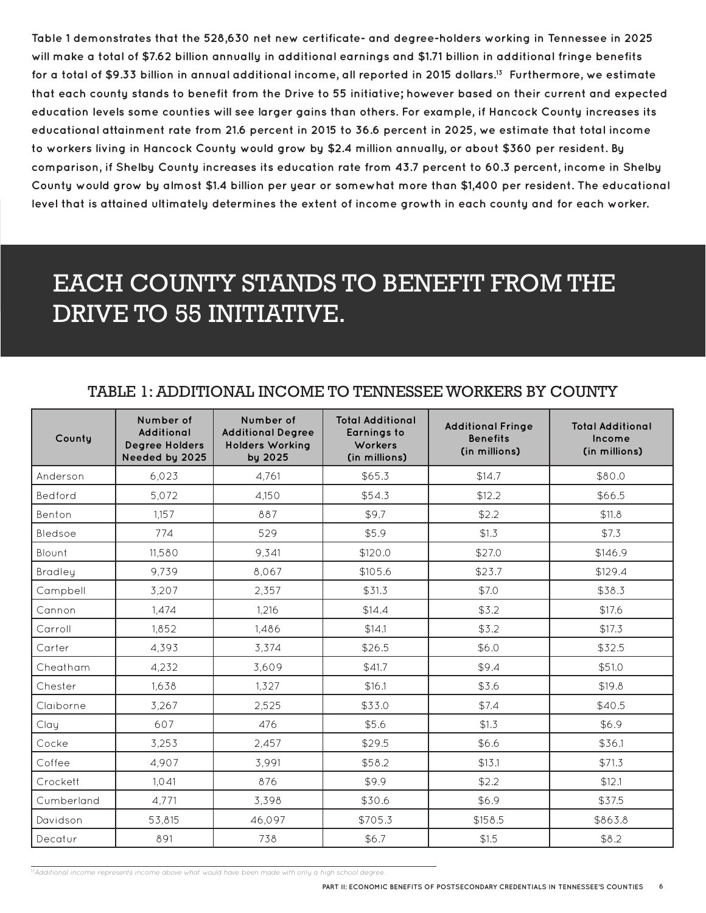**Table 1 demonstrates that the 528,630 net new certificate- and degree-holders working in Tennessee in 2025 will make a total of $7.62 billion annually in additional earnings and $1.71 billion in additional fringe benefits for a total of $9.33 billion in annual additional income, all reported in 2015 dollars.[13] Furthermore, we estimate that each county stands to benefit from the Drive to 55 initiative; however based on their current and expected education levels some counties will see larger gains than others. For example, if Hancock County increases its educational attainment rate from 21.6 percent in 2015 to 36.6 percent in 2025, we estimate that total income to workers living in Hancock County would grow by $2.4 million annually, or about $360 per resident. By comparison, if Shelby County increases its education rate from 43.7 percent to 60.3 percent, income in Shelby County would grow by almost $1.4 billion per year or somewhat more than $1,400 per resident. The educational level that is attained ultimately determines the extent of income growth in each county and for each worker.**

# EACH COUNTY STANDS TO BENEFIT FROM THE DRIVE TO 55 INITIATIVE.

## TABLE 1: ADDITIONAL INCOME TO TENNESSEE WORKERS BY COUNTY

| County | Number of Additional Degree Holders Needed by 2025 | Number of Additional Degree Holders Working by 2025 | Total Additional Earnings to Workers (in millions) | Additional Fringe Benefits (in millions) | Total Additional Income (in millions) |
|---|---|---|---|---|---|
| Anderson | 6,023 | 4,761 | $65.3 | $14.7 | $80.0 |
| Bedford | 5,072 | 4,150 | $54.3 | $12.2 | $66.5 |
| Benton | 1,157 | 887 | $9.7 | $2.2 | $11.8 |
| Bledsoe | 774 | 529 | $5.9 | $1.3 | $7.3 |
| Blount | 11,580 | 9,341 | $120.0 | $27.0 | $146.9 |
| Bradley | 9,739 | 8,067 | $105.6 | $23.7 | $129.4 |
| Campbell | 3,207 | 2,357 | $31.3 | $7.0 | $38.3 |
| Cannon | 1,474 | 1,216 | $14.4 | $3.2 | $17.6 |
| Carroll | 1,852 | 1,486 | $14.1 | $3.2 | $17.3 |
| Carter | 4,393 | 3,374 | $26.5 | $6.0 | $32.5 |
| Cheatham | 4,232 | 3,609 | $41.7 | $9.4 | $51.0 |
| Chester | 1,638 | 1,327 | $16.1 | $3.6 | $19.8 |
| Claiborne | 3,267 | 2,525 | $33.0 | $7.4 | $40.5 |
| Clay | 607 | 476 | $5.6 | $1.3 | $6.9 |
| Cocke | 3,253 | 2,457 | $29.5 | $6.6 | $36.1 |
| Coffee | 4,907 | 3,991 | $58.2 | $13.1 | $71.3 |
| Crockett | 1,041 | 876 | $9.9 | $2.2 | $12.1 |
| Cumberland | 4,771 | 3,398 | $30.6 | $6.9 | $37.5 |
| Davidson | 53,815 | 46,097 | $705.3 | $158.5 | $863.8 |
| Decatur | 891 | 738 | $6.7 | $1.5 | $8.2 |

[13] Additional income represents income above what would have been made with only a high school degree.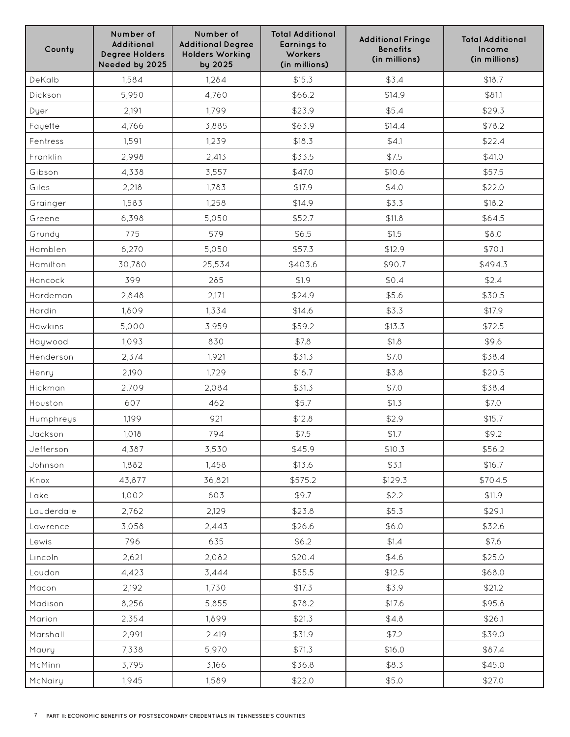| County | Number of Additional Degree Holders Needed by 2025 | Number of Additional Degree Holders Working by 2025 | Total Additional Earnings to Workers (in millions) | Additional Fringe Benefits (in millions) | Total Additional Income (in millions) |
| --- | --- | --- | --- | --- | --- |
| DeKalb | 1,584 | 1,284 | $15.3 | $3.4 | $18.7 |
| Dickson | 5,950 | 4,760 | $66.2 | $14.9 | $81.1 |
| Dyer | 2,191 | 1,799 | $23.9 | $5.4 | $29.3 |
| Fayette | 4,766 | 3,885 | $63.9 | $14.4 | $78.2 |
| Fentress | 1,591 | 1,239 | $18.3 | $4.1 | $22.4 |
| Franklin | 2,998 | 2,413 | $33.5 | $7.5 | $41.0 |
| Gibson | 4,338 | 3,557 | $47.0 | $10.6 | $57.5 |
| Giles | 2,218 | 1,783 | $17.9 | $4.0 | $22.0 |
| Grainger | 1,583 | 1,258 | $14.9 | $3.3 | $18.2 |
| Greene | 6,398 | 5,050 | $52.7 | $11.8 | $64.5 |
| Grundy | 775 | 579 | $6.5 | $1.5 | $8.0 |
| Hamblen | 6,270 | 5,050 | $57.3 | $12.9 | $70.1 |
| Hamilton | 30,780 | 25,534 | $403.6 | $90.7 | $494.3 |
| Hancock | 399 | 285 | $1.9 | $0.4 | $2.4 |
| Hardeman | 2,848 | 2,171 | $24.9 | $5.6 | $30.5 |
| Hardin | 1,809 | 1,334 | $14.6 | $3.3 | $17.9 |
| Hawkins | 5,000 | 3,959 | $59.2 | $13.3 | $72.5 |
| Haywood | 1,093 | 830 | $7.8 | $1.8 | $9.6 |
| Henderson | 2,374 | 1,921 | $31.3 | $7.0 | $38.4 |
| Henry | 2,190 | 1,729 | $16.7 | $3.8 | $20.5 |
| Hickman | 2,709 | 2,084 | $31.3 | $7.0 | $38.4 |
| Houston | 607 | 462 | $5.7 | $1.3 | $7.0 |
| Humphreys | 1,199 | 921 | $12.8 | $2.9 | $15.7 |
| Jackson | 1,018 | 794 | $7.5 | $1.7 | $9.2 |
| Jefferson | 4,387 | 3,530 | $45.9 | $10.3 | $56.2 |
| Johnson | 1,882 | 1,458 | $13.6 | $3.1 | $16.7 |
| Knox | 43,877 | 36,821 | $575.2 | $129.3 | $704.5 |
| Lake | 1,002 | 603 | $9.7 | $2.2 | $11.9 |
| Lauderdale | 2,762 | 2,129 | $23.8 | $5.3 | $29.1 |
| Lawrence | 3,058 | 2,443 | $26.6 | $6.0 | $32.6 |
| Lewis | 796 | 635 | $6.2 | $1.4 | $7.6 |
| Lincoln | 2,621 | 2,082 | $20.4 | $4.6 | $25.0 |
| Loudon | 4,423 | 3,444 | $55.5 | $12.5 | $68.0 |
| Macon | 2,192 | 1,730 | $17.3 | $3.9 | $21.2 |
| Madison | 8,256 | 5,855 | $78.2 | $17.6 | $95.8 |
| Marion | 2,354 | 1,899 | $21.3 | $4.8 | $26.1 |
| Marshall | 2,991 | 2,419 | $31.9 | $7.2 | $39.0 |
| Maury | 7,338 | 5,970 | $71.3 | $16.0 | $87.4 |
| McMinn | 3,795 | 3,166 | $36.8 | $8.3 | $45.0 |
| McNairy | 1,945 | 1,589 | $22.0 | $5.0 | $27.0 |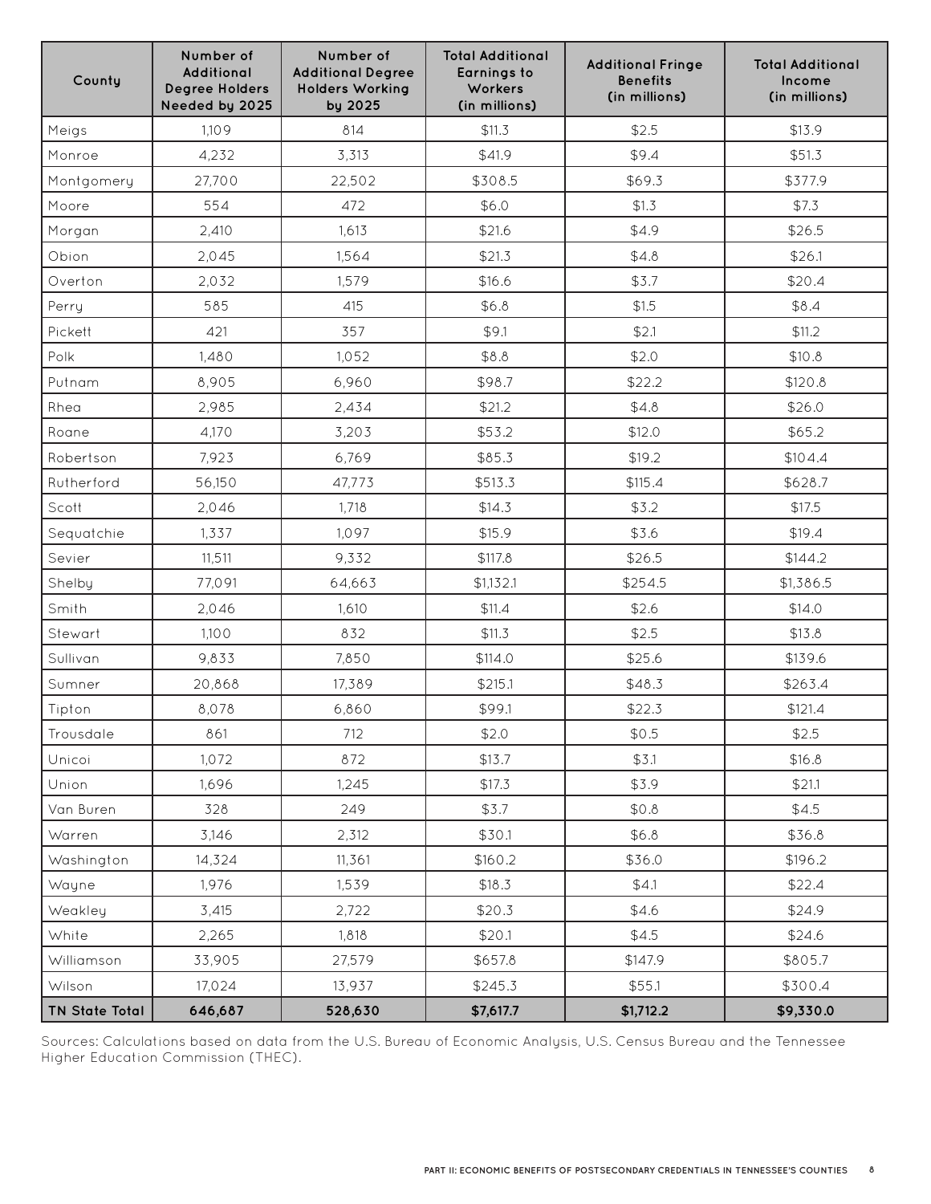| County | Number of Additional Degree Holders Needed by 2025 | Number of Additional Degree Holders Working by 2025 | Total Additional Earnings to Workers (in millions) | Additional Fringe Benefits (in millions) | Total Additional Income (in millions) |
|---|---|---|---|---|---|
| Meigs | 1,109 | 814 | $11.3 | $2.5 | $13.9 |
| Monroe | 4,232 | 3,313 | $41.9 | $9.4 | $51.3 |
| Montgomery | 27,700 | 22,502 | $308.5 | $69.3 | $377.9 |
| Moore | 554 | 472 | $6.0 | $1.3 | $7.3 |
| Morgan | 2,410 | 1,613 | $21.6 | $4.9 | $26.5 |
| Obion | 2,045 | 1,564 | $21.3 | $4.8 | $26.1 |
| Overton | 2,032 | 1,579 | $16.6 | $3.7 | $20.4 |
| Perry | 585 | 415 | $6.8 | $1.5 | $8.4 |
| Pickett | 421 | 357 | $9.1 | $2.1 | $11.2 |
| Polk | 1,480 | 1,052 | $8.8 | $2.0 | $10.8 |
| Putnam | 8,905 | 6,960 | $98.7 | $22.2 | $120.8 |
| Rhea | 2,985 | 2,434 | $21.2 | $4.8 | $26.0 |
| Roane | 4,170 | 3,203 | $53.2 | $12.0 | $65.2 |
| Robertson | 7,923 | 6,769 | $85.3 | $19.2 | $104.4 |
| Rutherford | 56,150 | 47,773 | $513.3 | $115.4 | $628.7 |
| Scott | 2,046 | 1,718 | $14.3 | $3.2 | $17.5 |
| Sequatchie | 1,337 | 1,097 | $15.9 | $3.6 | $19.4 |
| Sevier | 11,511 | 9,332 | $117.8 | $26.5 | $144.2 |
| Shelby | 77,091 | 64,663 | $1,132.1 | $254.5 | $1,386.5 |
| Smith | 2,046 | 1,610 | $11.4 | $2.6 | $14.0 |
| Stewart | 1,100 | 832 | $11.3 | $2.5 | $13.8 |
| Sullivan | 9,833 | 7,850 | $114.0 | $25.6 | $139.6 |
| Sumner | 20,868 | 17,389 | $215.1 | $48.3 | $263.4 |
| Tipton | 8,078 | 6,860 | $99.1 | $22.3 | $121.4 |
| Trousdale | 861 | 712 | $2.0 | $0.5 | $2.5 |
| Unicoi | 1,072 | 872 | $13.7 | $3.1 | $16.8 |
| Union | 1,696 | 1,245 | $17.3 | $3.9 | $21.1 |
| Van Buren | 328 | 249 | $3.7 | $0.8 | $4.5 |
| Warren | 3,146 | 2,312 | $30.1 | $6.8 | $36.8 |
| Washington | 14,324 | 11,361 | $160.2 | $36.0 | $196.2 |
| Wayne | 1,976 | 1,539 | $18.3 | $4.1 | $22.4 |
| Weakley | 3,415 | 2,722 | $20.3 | $4.6 | $24.9 |
| White | 2,265 | 1,818 | $20.1 | $4.5 | $24.6 |
| Williamson | 33,905 | 27,579 | $657.8 | $147.9 | $805.7 |
| Wilson | 17,024 | 13,937 | $245.3 | $55.1 | $300.4 |
| **TN State Total** | **646,687** | **528,630** | **$7,617.7** | **$1,712.2** | **$9,330.0** |

Sources: Calculations based on data from the U.S. Bureau of Economic Analysis, U.S. Census Bureau and the Tennessee Higher Education Commission (THEC).